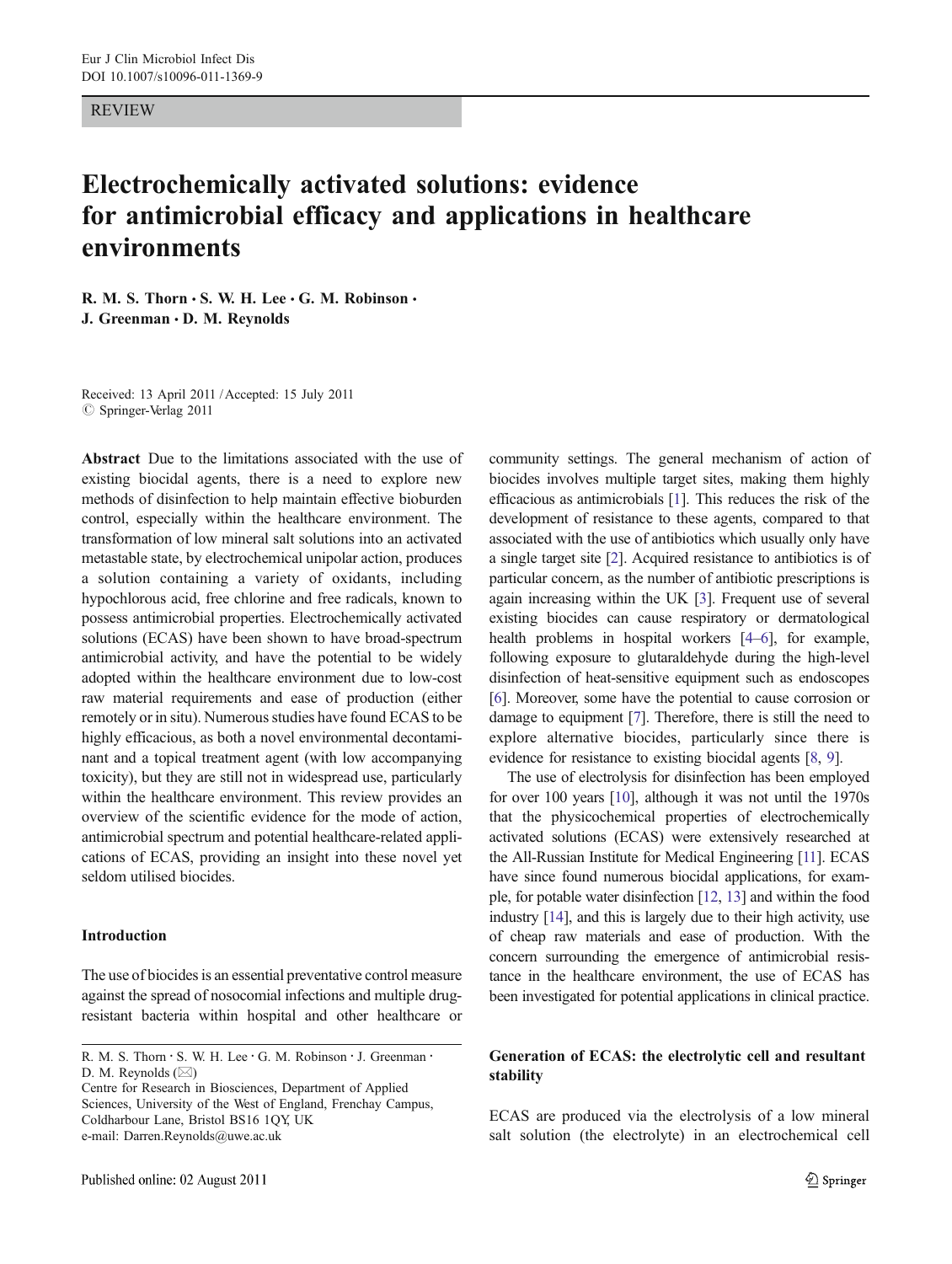REVIEW

# Electrochemically activated solutions: evidence for antimicrobial efficacy and applications in healthcare environments

**R. M. S. Thorn · S. W. H. Lee · G. M. Robinson · J. Greenman · D. M. Reynolds**

Received: 13 April 2011 / Accepted: 15 July 2011
© Springer-Verlag 2011

**Abstract** Due to the limitations associated with the use of existing biocidal agents, there is a need to explore new methods of disinfection to help maintain effective bioburden control, especially within the healthcare environment. The transformation of low mineral salt solutions into an activated metastable state, by electrochemical unipolar action, produces a solution containing a variety of oxidants, including hypochlorous acid, free chlorine and free radicals, known to possess antimicrobial properties. Electrochemically activated solutions (ECAS) have been shown to have broad-spectrum antimicrobial activity, and have the potential to be widely adopted within the healthcare environment due to low-cost raw material requirements and ease of production (either remotely or in situ). Numerous studies have found ECAS to be highly efficacious, as both a novel environmental decontaminant and a topical treatment agent (with low accompanying toxicity), but they are still not in widespread use, particularly within the healthcare environment. This review provides an overview of the scientific evidence for the mode of action, antimicrobial spectrum and potential healthcare-related applications of ECAS, providing an insight into these novel yet seldom utilised biocides.

## Introduction

The use of biocides is an essential preventative control measure against the spread of nosocomial infections and multiple drug-resistant bacteria within hospital and other healthcare or community settings. The general mechanism of action of biocides involves multiple target sites, making them highly efficacious as antimicrobials [1]. This reduces the risk of the development of resistance to these agents, compared to that associated with the use of antibiotics which usually only have a single target site [2]. Acquired resistance to antibiotics is of particular concern, as the number of antibiotic prescriptions is again increasing within the UK [3]. Frequent use of several existing biocides can cause respiratory or dermatological health problems in hospital workers [4–6], for example, following exposure to glutaraldehyde during the high-level disinfection of heat-sensitive equipment such as endoscopes [6]. Moreover, some have the potential to cause corrosion or damage to equipment [7]. Therefore, there is still the need to explore alternative biocides, particularly since there is evidence for resistance to existing biocidal agents [8, 9].

The use of electrolysis for disinfection has been employed for over 100 years [10], although it was not until the 1970s that the physicochemical properties of electrochemically activated solutions (ECAS) were extensively researched at the All-Russian Institute for Medical Engineering [11]. ECAS have since found numerous biocidal applications, for example, for potable water disinfection [12, 13] and within the food industry [14], and this is largely due to their high activity, use of cheap raw materials and ease of production. With the concern surrounding the emergence of antimicrobial resistance in the healthcare environment, the use of ECAS has been investigated for potential applications in clinical practice.

## Generation of ECAS: the electrolytic cell and resultant stability

ECAS are produced via the electrolysis of a low mineral salt solution (the electrolyte) in an electrochemical cell

---

R. M. S. Thorn · S. W. H. Lee · G. M. Robinson · J. Greenman · D. M. Reynolds (✉)
Centre for Research in Biosciences, Department of Applied Sciences, University of the West of England, Frenchay Campus, Coldharbour Lane, Bristol BS16 1QY, UK
e-mail: Darren.Reynolds@uwe.ac.uk

Published online: 02 August 2011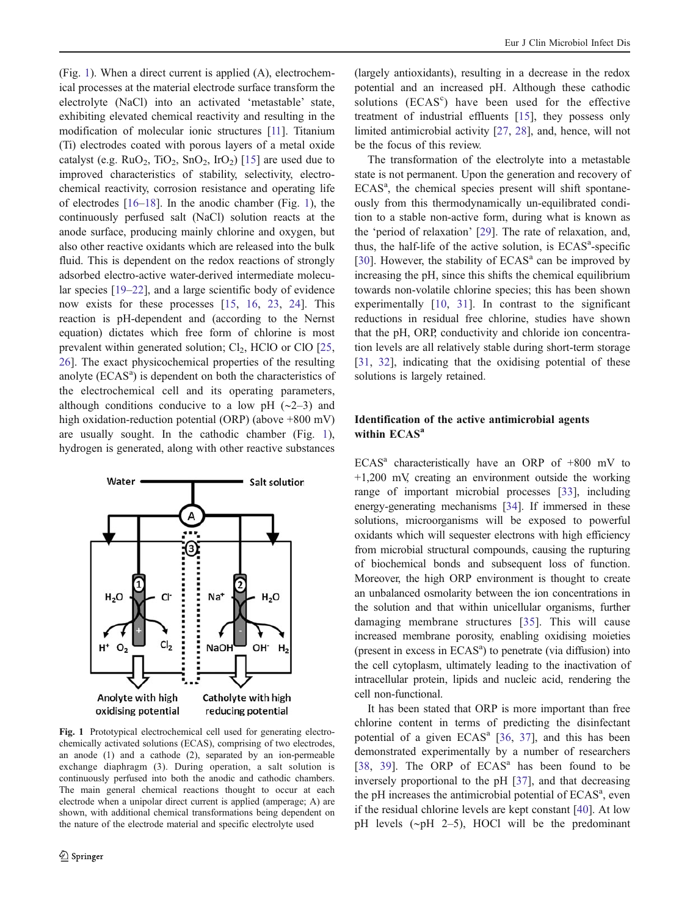(Fig. 1). When a direct current is applied (A), electrochemical processes at the material electrode surface transform the electrolyte (NaCl) into an activated 'metastable' state, exhibiting elevated chemical reactivity and resulting in the modification of molecular ionic structures [11]. Titanium (Ti) electrodes coated with porous layers of a metal oxide catalyst (e.g. $RuO_2$, $TiO_2$, $SnO_2$, $IrO_2$) [15] are used due to improved characteristics of stability, selectivity, electrochemical reactivity, corrosion resistance and operating life of electrodes [16–18]. In the anodic chamber (Fig. 1), the continuously perfused salt (NaCl) solution reacts at the anode surface, producing mainly chlorine and oxygen, but also other reactive oxidants which are released into the bulk fluid. This is dependent on the redox reactions of strongly adsorbed electro-active water-derived intermediate molecular species [19–22], and a large scientific body of evidence now exists for these processes [15, 16, 23, 24]. This reaction is pH-dependent and (according to the Nernst equation) dictates which free form of chlorine is most prevalent within generated solution; $Cl_2$, HClO or ClO [25, 26]. The exact physicochemical properties of the resulting anolyte (ECAS[a]) is dependent on both the characteristics of the electrochemical cell and its operating parameters, although conditions conducive to a low pH (~2–3) and high oxidation-reduction potential (ORP) (above +800 mV) are usually sought. In the cathodic chamber (Fig. 1), hydrogen is generated, along with other reactive substances (largely antioxidants), resulting in a decrease in the redox potential and an increased pH. Although these cathodic solutions (ECAS[c]) have been used for the effective treatment of industrial effluents [15], they possess only limited antimicrobial activity [27, 28], and, hence, will not be the focus of this review.

Water
Salt solution
A
3
1
2
$H_2O$
$Cl^-$
$Na^+$
$H_2O$
+
-
$H^+$ $O_2$
$Cl_2$
NaOH
$OH^-$ $H_2$
Anolyte with high oxidising potential
Catholyte with high reducing potential

**Fig. 1** Prototypical electrochemical cell used for generating electrochemically activated solutions (ECAS), comprising of two electrodes, an anode (1) and a cathode (2), separated by an ion-permeable exchange diaphragm (3). During operation, a salt solution is continuously perfused into both the anodic and cathodic chambers. The main general chemical reactions thought to occur at each electrode when a unipolar direct current is applied (amperage; A) are shown, with additional chemical transformations being dependent on the nature of the electrode material and specific electrolyte used

The transformation of the electrolyte into a metastable state is not permanent. Upon the generation and recovery of ECAS[a], the chemical species present will shift spontaneously from this thermodynamically un-equilibrated condition to a stable non-active form, during what is known as the 'period of relaxation' [29]. The rate of relaxation, and, thus, the half-life of the active solution, is ECAS[a]-specific [30]. However, the stability of ECAS[a] can be improved by increasing the pH, since this shifts the chemical equilibrium towards non-volatile chlorine species; this has been shown experimentally [10, 31]. In contrast to the significant reductions in residual free chlorine, studies have shown that the pH, ORP, conductivity and chloride ion concentration levels are all relatively stable during short-term storage [31, 32], indicating that the oxidising potential of these solutions is largely retained.

## Identification of the active antimicrobial agents within ECAS[a]

ECAS[a] characteristically have an ORP of +800 mV to +1,200 mV, creating an environment outside the working range of important microbial processes [33], including energy-generating mechanisms [34]. If immersed in these solutions, microorganisms will be exposed to powerful oxidants which will sequester electrons with high efficiency from microbial structural compounds, causing the rupturing of biochemical bonds and subsequent loss of function. Moreover, the high ORP environment is thought to create an unbalanced osmolarity between the ion concentrations in the solution and that within unicellular organisms, further damaging membrane structures [35]. This will cause increased membrane porosity, enabling oxidising moieties (present in excess in ECAS[a]) to penetrate (via diffusion) into the cell cytoplasm, ultimately leading to the inactivation of intracellular protein, lipids and nucleic acid, rendering the cell non-functional.

It has been stated that ORP is more important than free chlorine content in terms of predicting the disinfectant potential of a given ECAS[a] [36, 37], and this has been demonstrated experimentally by a number of researchers [38, 39]. The ORP of ECAS[a] has been found to be inversely proportional to the pH [37], and that decreasing the pH increases the antimicrobial potential of ECAS[a], even if the residual chlorine levels are kept constant [40]. At low pH levels (~pH 2–5), HOCl will be the predominant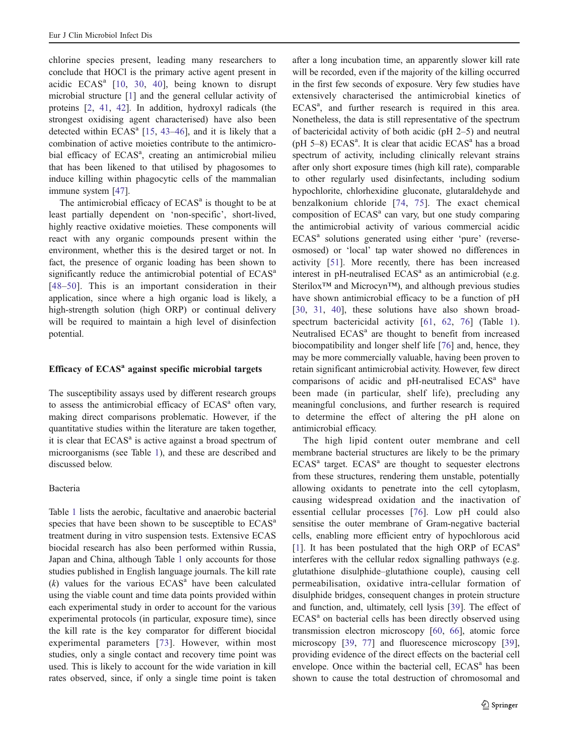chlorine species present, leading many researchers to conclude that HOCl is the primary active agent present in acidic ECAS[a] [10, 30, 40], being known to disrupt microbial structure [1] and the general cellular activity of proteins [2, 41, 42]. In addition, hydroxyl radicals (the strongest oxidising agent characterised) have also been detected within ECAS[a] [15, 43–46], and it is likely that a combination of active moieties contribute to the antimicrobial efficacy of ECAS[a], creating an antimicrobial milieu that has been likened to that utilised by phagosomes to induce killing within phagocytic cells of the mammalian immune system [47].

The antimicrobial efficacy of ECAS[a] is thought to be at least partially dependent on 'non-specific', short-lived, highly reactive oxidative moieties. These components will react with any organic compounds present within the environment, whether this is the desired target or not. In fact, the presence of organic loading has been shown to significantly reduce the antimicrobial potential of ECAS[a] [48–50]. This is an important consideration in their application, since where a high organic load is likely, a high-strength solution (high ORP) or continual delivery will be required to maintain a high level of disinfection potential.

## Efficacy of ECAS[a] against specific microbial targets

The susceptibility assays used by different research groups to assess the antimicrobial efficacy of ECAS[a] often vary, making direct comparisons problematic. However, if the quantitative studies within the literature are taken together, it is clear that ECAS[a] is active against a broad spectrum of microorganisms (see Table 1), and these are described and discussed below.

### Bacteria

Table 1 lists the aerobic, facultative and anaerobic bacterial species that have been shown to be susceptible to ECAS[a] treatment during in vitro suspension tests. Extensive ECAS biocidal research has also been performed within Russia, Japan and China, although Table 1 only accounts for those studies published in English language journals. The kill rate ($k$) values for the various ECAS[a] have been calculated using the viable count and time data points provided within each experimental study in order to account for the various experimental protocols (in particular, exposure time), since the kill rate is the key comparator for different biocidal experimental parameters [73]. However, within most studies, only a single contact and recovery time point was used. This is likely to account for the wide variation in kill rates observed, since, if only a single time point is taken after a long incubation time, an apparently slower kill rate will be recorded, even if the majority of the killing occurred in the first few seconds of exposure. Very few studies have extensively characterised the antimicrobial kinetics of ECAS[a], and further research is required in this area. Nonetheless, the data is still representative of the spectrum of bactericidal activity of both acidic (pH 2–5) and neutral (pH 5–8) ECAS[a]. It is clear that acidic ECAS[a] has a broad spectrum of activity, including clinically relevant strains after only short exposure times (high kill rate), comparable to other regularly used disinfectants, including sodium hypochlorite, chlorhexidine gluconate, glutaraldehyde and benzalkonium chloride [74, 75]. The exact chemical composition of ECAS[a] can vary, but one study comparing the antimicrobial activity of various commercial acidic ECAS[a] solutions generated using either 'pure' (reverse-osmosed) or 'local' tap water showed no differences in activity [51]. More recently, there has been increased interest in pH-neutralised ECAS[a] as an antimicrobial (e.g. Sterilox™ and Microcyn™), and although previous studies have shown antimicrobial efficacy to be a function of pH [30, 31, 40], these solutions have also shown broad-spectrum bactericidal activity [61, 62, 76] (Table 1). Neutralised ECAS[a] are thought to benefit from increased biocompatibility and longer shelf life [76] and, hence, they may be more commercially valuable, having been proven to retain significant antimicrobial activity. However, few direct comparisons of acidic and pH-neutralised ECAS[a] have been made (in particular, shelf life), precluding any meaningful conclusions, and further research is required to determine the effect of altering the pH alone on antimicrobial efficacy.

The high lipid content outer membrane and cell membrane bacterial structures are likely to be the primary ECAS[a] target. ECAS[a] are thought to sequester electrons from these structures, rendering them unstable, potentially allowing oxidants to penetrate into the cell cytoplasm, causing widespread oxidation and the inactivation of essential cellular processes [76]. Low pH could also sensitise the outer membrane of Gram-negative bacterial cells, enabling more efficient entry of hypochlorous acid [1]. It has been postulated that the high ORP of ECAS[a] interferes with the cellular redox signalling pathways (e.g. glutathione disulphide–glutathione couple), causing cell permeabilisation, oxidative intra-cellular formation of disulphide bridges, consequent changes in protein structure and function, and, ultimately, cell lysis [39]. The effect of ECAS[a] on bacterial cells has been directly observed using transmission electron microscopy [60, 66], atomic force microscopy [39, 77] and fluorescence microscopy [39], providing evidence of the direct effects on the bacterial cell envelope. Once within the bacterial cell, ECAS[a] has been shown to cause the total destruction of chromosomal and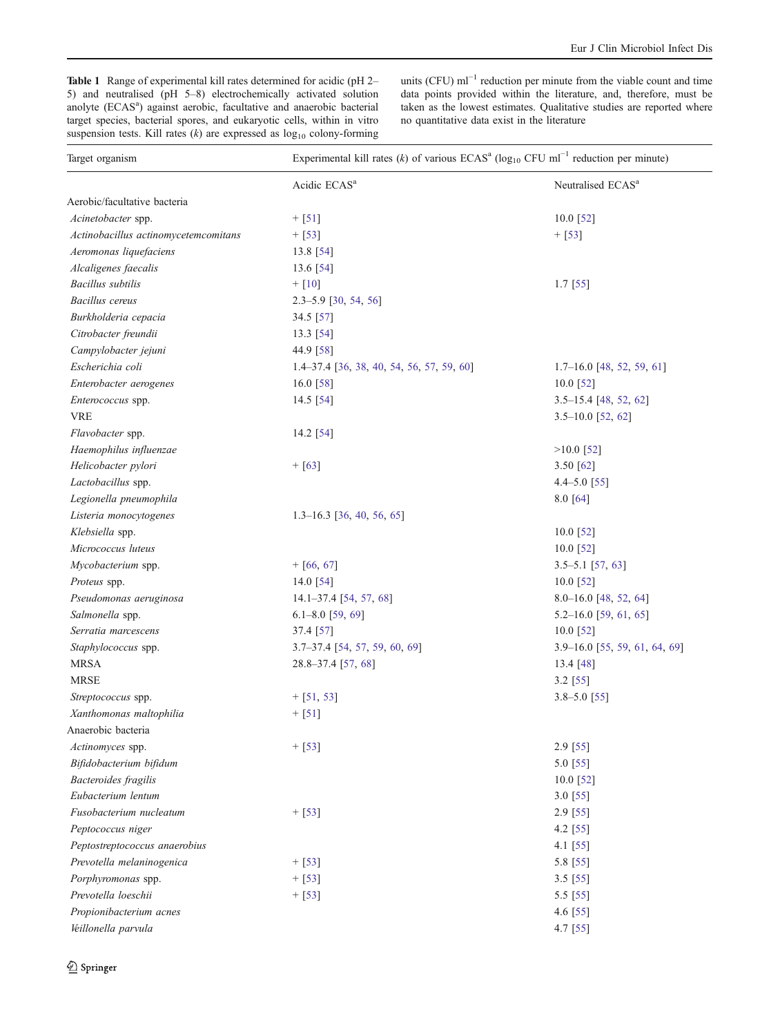**Table 1** Range of experimental kill rates determined for acidic (pH 2–5) and neutralised (pH 5–8) electrochemically activated solution anolyte (ECAS[a]) against aerobic, facultative and anaerobic bacterial target species, bacterial spores, and eukaryotic cells, within in vitro suspension tests. Kill rates ($k$) are expressed as $\log_{10}$ colony-forming units (CFU) $\mathrm{ml}^{-1}$ reduction per minute from the viable count and time data points provided within the literature, and, therefore, must be taken as the lowest estimates. Qualitative studies are reported where no quantitative data exist in the literature

| Target organism | Experimental kill rates ($k$) of various ECAS[a] ($\log_{10}$ CFU $\mathrm{ml}^{-1}$ reduction per minute) | |
|---|---|---|
| | Acidic ECAS[a] | Neutralised ECAS[a] |
| Aerobic/facultative bacteria | | |
| *Acinetobacter* spp. | + [51] | 10.0 [52] |
| *Actinobacillus actinomycetemcomitans* | + [53] | + [53] |
| *Aeromonas liquefaciens* | 13.8 [54] | |
| *Alcaligenes faecalis* | 13.6 [54] | |
| *Bacillus subtilis* | + [10] | 1.7 [55] |
| *Bacillus cereus* | 2.3–5.9 [30, 54, 56] | |
| *Burkholderia cepacia* | 34.5 [57] | |
| *Citrobacter freundii* | 13.3 [54] | |
| *Campylobacter jejuni* | 44.9 [58] | |
| *Escherichia coli* | 1.4–37.4 [36, 38, 40, 54, 56, 57, 59, 60] | 1.7–16.0 [48, 52, 59, 61] |
| *Enterobacter aerogenes* | 16.0 [58] | 10.0 [52] |
| *Enterococcus* spp. | 14.5 [54] | 3.5–15.4 [48, 52, 62] |
| VRE | | 3.5–10.0 [52, 62] |
| *Flavobacter* spp. | 14.2 [54] | |
| *Haemophilus influenzae* | | >10.0 [52] |
| *Helicobacter pylori* | + [63] | 3.50 [62] |
| *Lactobacillus* spp. | | 4.4–5.0 [55] |
| *Legionella pneumophila* | | 8.0 [64] |
| *Listeria monocytogenes* | 1.3–16.3 [36, 40, 56, 65] | |
| *Klebsiella* spp. | | 10.0 [52] |
| *Micrococcus luteus* | | 10.0 [52] |
| *Mycobacterium* spp. | + [66, 67] | 3.5–5.1 [57, 63] |
| *Proteus* spp. | 14.0 [54] | 10.0 [52] |
| *Pseudomonas aeruginosa* | 14.1–37.4 [54, 57, 68] | 8.0–16.0 [48, 52, 64] |
| *Salmonella* spp. | 6.1–8.0 [59, 69] | 5.2–16.0 [59, 61, 65] |
| *Serratia marcescens* | 37.4 [57] | 10.0 [52] |
| *Staphylococcus* spp. | 3.7–37.4 [54, 57, 59, 60, 69] | 3.9–16.0 [55, 59, 61, 64, 69] |
| MRSA | 28.8–37.4 [57, 68] | 13.4 [48] |
| MRSE | | 3.2 [55] |
| *Streptococcus* spp. | + [51, 53] | 3.8–5.0 [55] |
| *Xanthomonas maltophilia* | + [51] | |
| Anaerobic bacteria | | |
| *Actinomyces* spp. | + [53] | 2.9 [55] |
| *Bifidobacterium bifidum* | | 5.0 [55] |
| *Bacteroides fragilis* | | 10.0 [52] |
| *Eubacterium lentum* | | 3.0 [55] |
| *Fusobacterium nucleatum* | + [53] | 2.9 [55] |
| *Peptococcus niger* | | 4.2 [55] |
| *Peptostreptococcus anaerobius* | | 4.1 [55] |
| *Prevotella melaninogenica* | + [53] | 5.8 [55] |
| *Porphyromonas* spp. | + [53] | 3.5 [55] |
| *Prevotella loeschii* | + [53] | 5.5 [55] |
| *Propionibacterium acnes* | | 4.6 [55] |
| *Veillonella parvula* | | 4.7 [55] |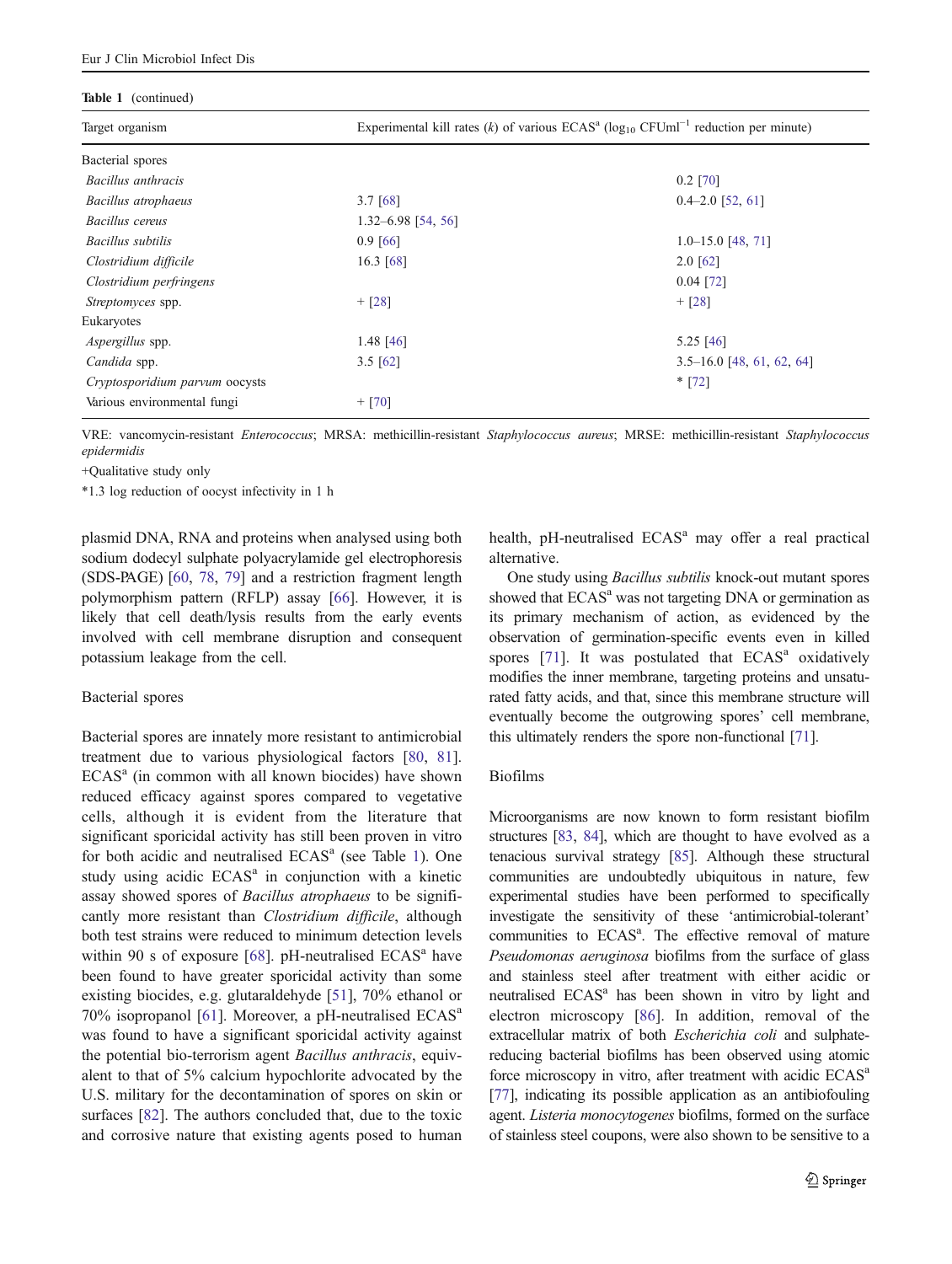**Table 1** (continued)

| Target organism | Experimental kill rates ($k$) of various ECAS[a] ($\log_{10}$ CFUml$^{-1}$ reduction per minute) | |
|---|---|---|
| Bacterial spores | | |
| *Bacillus anthracis* | | 0.2 [70] |
| *Bacillus atrophaeus* | 3.7 [68] | 0.4–2.0 [52, 61] |
| *Bacillus cereus* | 1.32–6.98 [54, 56] | |
| *Bacillus subtilis* | 0.9 [66] | 1.0–15.0 [48, 71] |
| *Clostridium difficile* | 16.3 [68] | 2.0 [62] |
| *Clostridium perfringens* | | 0.04 [72] |
| *Streptomyces* spp. | + [28] | + [28] |
| Eukaryotes | | |
| *Aspergillus* spp. | 1.48 [46] | 5.25 [46] |
| *Candida* spp. | 3.5 [62] | 3.5–16.0 [48, 61, 62, 64] |
| *Cryptosporidium parvum* oocysts | | * [72] |
| Various environmental fungi | + [70] | |

VRE: vancomycin-resistant *Enterococcus*; MRSA: methicillin-resistant *Staphylococcus aureus*; MRSE: methicillin-resistant *Staphylococcus epidermidis*

+Qualitative study only

*1.3 log reduction of oocyst infectivity in 1 h

plasmid DNA, RNA and proteins when analysed using both sodium dodecyl sulphate polyacrylamide gel electrophoresis (SDS-PAGE) [60, 78, 79] and a restriction fragment length polymorphism pattern (RFLP) assay [66]. However, it is likely that cell death/lysis results from the early events involved with cell membrane disruption and consequent potassium leakage from the cell.

## Bacterial spores

Bacterial spores are innately more resistant to antimicrobial treatment due to various physiological factors [80, 81]. ECAS[a] (in common with all known biocides) have shown reduced efficacy against spores compared to vegetative cells, although it is evident from the literature that significant sporicidal activity has still been proven in vitro for both acidic and neutralised ECAS[a] (see Table 1). One study using acidic ECAS[a] in conjunction with a kinetic assay showed spores of *Bacillus atrophaeus* to be significantly more resistant than *Clostridium difficile*, although both test strains were reduced to minimum detection levels within 90 s of exposure [68]. pH-neutralised ECAS[a] have been found to have greater sporicidal activity than some existing biocides, e.g. glutaraldehyde [51], 70% ethanol or 70% isopropanol [61]. Moreover, a pH-neutralised ECAS[a] was found to have a significant sporicidal activity against the potential bio-terrorism agent *Bacillus anthracis*, equivalent to that of 5% calcium hypochlorite advocated by the U.S. military for the decontamination of spores on skin or surfaces [82]. The authors concluded that, due to the toxic and corrosive nature that existing agents posed to human health, pH-neutralised ECAS[a] may offer a real practical alternative.

One study using *Bacillus subtilis* knock-out mutant spores showed that ECAS[a] was not targeting DNA or germination as its primary mechanism of action, as evidenced by the observation of germination-specific events even in killed spores [71]. It was postulated that ECAS[a] oxidatively modifies the inner membrane, targeting proteins and unsaturated fatty acids, and that, since this membrane structure will eventually become the outgrowing spores' cell membrane, this ultimately renders the spore non-functional [71].

## Biofilms

Microorganisms are now known to form resistant biofilm structures [83, 84], which are thought to have evolved as a tenacious survival strategy [85]. Although these structural communities are undoubtedly ubiquitous in nature, few experimental studies have been performed to specifically investigate the sensitivity of these 'antimicrobial-tolerant' communities to ECAS[a]. The effective removal of mature *Pseudomonas aeruginosa* biofilms from the surface of glass and stainless steel after treatment with either acidic or neutralised ECAS[a] has been shown in vitro by light and electron microscopy [86]. In addition, removal of the extracellular matrix of both *Escherichia coli* and sulphate-reducing bacterial biofilms has been observed using atomic force microscopy in vitro, after treatment with acidic ECAS[a] [77], indicating its possible application as an antibiofouling agent. *Listeria monocytogenes* biofilms, formed on the surface of stainless steel coupons, were also shown to be sensitive to a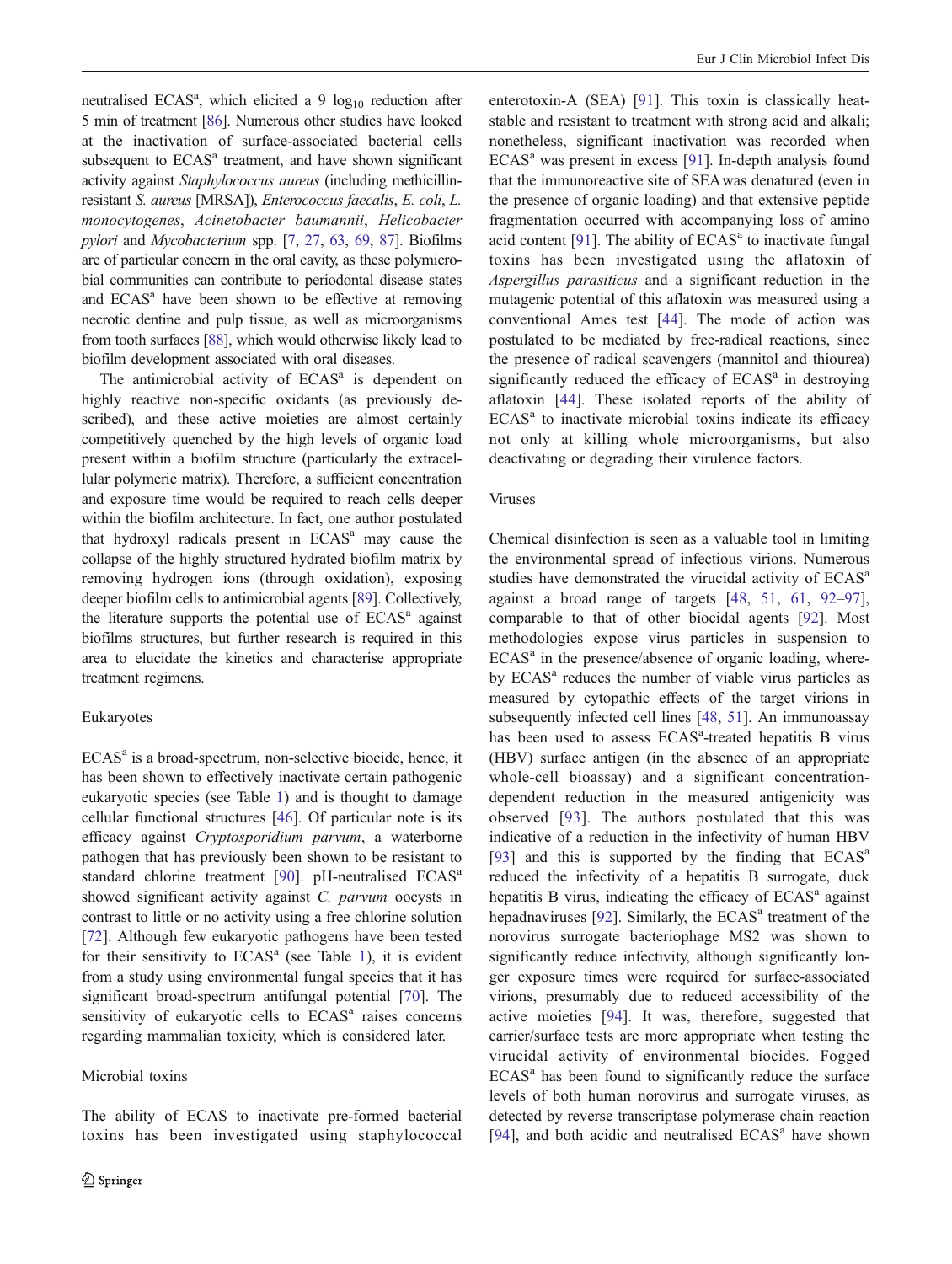neutralised ECAS[a], which elicited a 9 $\log_{10}$ reduction after 5 min of treatment [86]. Numerous other studies have looked at the inactivation of surface-associated bacterial cells subsequent to ECAS[a] treatment, and have shown significant activity against *Staphylococcus aureus* (including methicillin-resistant *S. aureus* [MRSA]), *Enterococcus faecalis*, *E. coli*, *L. monocytogenes*, *Acinetobacter baumannii*, *Helicobacter pylori* and *Mycobacterium* spp. [7, 27, 63, 69, 87]. Biofilms are of particular concern in the oral cavity, as these polymicrobial communities can contribute to periodontal disease states and ECAS[a] have been shown to be effective at removing necrotic dentine and pulp tissue, as well as microorganisms from tooth surfaces [88], which would otherwise likely lead to biofilm development associated with oral diseases.

The antimicrobial activity of ECAS[a] is dependent on highly reactive non-specific oxidants (as previously described), and these active moieties are almost certainly competitively quenched by the high levels of organic load present within a biofilm structure (particularly the extracellular polymeric matrix). Therefore, a sufficient concentration and exposure time would be required to reach cells deeper within the biofilm architecture. In fact, one author postulated that hydroxyl radicals present in ECAS[a] may cause the collapse of the highly structured hydrated biofilm matrix by removing hydrogen ions (through oxidation), exposing deeper biofilm cells to antimicrobial agents [89]. Collectively, the literature supports the potential use of ECAS[a] against biofilms structures, but further research is required in this area to elucidate the kinetics and characterise appropriate treatment regimens.

### Eukaryotes

ECAS[a] is a broad-spectrum, non-selective biocide, hence, it has been shown to effectively inactivate certain pathogenic eukaryotic species (see Table 1) and is thought to damage cellular functional structures [46]. Of particular note is its efficacy against *Cryptosporidium parvum*, a waterborne pathogen that has previously been shown to be resistant to standard chlorine treatment [90]. pH-neutralised ECAS[a] showed significant activity against *C. parvum* oocysts in contrast to little or no activity using a free chlorine solution [72]. Although few eukaryotic pathogens have been tested for their sensitivity to ECAS[a] (see Table 1), it is evident from a study using environmental fungal species that it has significant broad-spectrum antifungal potential [70]. The sensitivity of eukaryotic cells to ECAS[a] raises concerns regarding mammalian toxicity, which is considered later.

### Microbial toxins

The ability of ECAS to inactivate pre-formed bacterial toxins has been investigated using staphylococcal enterotoxin-A (SEA) [91]. This toxin is classically heat-stable and resistant to treatment with strong acid and alkali; nonetheless, significant inactivation was recorded when ECAS[a] was present in excess [91]. In-depth analysis found that the immunoreactive site of SEA was denatured (even in the presence of organic loading) and that extensive peptide fragmentation occurred with accompanying loss of amino acid content [91]. The ability of ECAS[a] to inactivate fungal toxins has been investigated using the aflatoxin of *Aspergillus parasiticus* and a significant reduction in the mutagenic potential of this aflatoxin was measured using a conventional Ames test [44]. The mode of action was postulated to be mediated by free-radical reactions, since the presence of radical scavengers (mannitol and thiourea) significantly reduced the efficacy of ECAS[a] in destroying aflatoxin [44]. These isolated reports of the ability of ECAS[a] to inactivate microbial toxins indicate its efficacy not only at killing whole microorganisms, but also deactivating or degrading their virulence factors.

### Viruses

Chemical disinfection is seen as a valuable tool in limiting the environmental spread of infectious virions. Numerous studies have demonstrated the virucidal activity of ECAS[a] against a broad range of targets [48, 51, 61, 92–97], comparable to that of other biocidal agents [92]. Most methodologies expose virus particles in suspension to ECAS[a] in the presence/absence of organic loading, whereby ECAS[a] reduces the number of viable virus particles as measured by cytopathic effects of the target virions in subsequently infected cell lines [48, 51]. An immunoassay has been used to assess ECAS[a]-treated hepatitis B virus (HBV) surface antigen (in the absence of an appropriate whole-cell bioassay) and a significant concentration-dependent reduction in the measured antigenicity was observed [93]. The authors postulated that this was indicative of a reduction in the infectivity of human HBV [93] and this is supported by the finding that ECAS[a] reduced the infectivity of a hepatitis B surrogate, duck hepatitis B virus, indicating the efficacy of ECAS[a] against hepadnaviruses [92]. Similarly, the ECAS[a] treatment of the norovirus surrogate bacteriophage MS2 was shown to significantly reduce infectivity, although significantly longer exposure times were required for surface-associated virions, presumably due to reduced accessibility of the active moieties [94]. It was, therefore, suggested that carrier/surface tests are more appropriate when testing the virucidal activity of environmental biocides. Fogged ECAS[a] has been found to significantly reduce the surface levels of both human norovirus and surrogate viruses, as detected by reverse transcriptase polymerase chain reaction [94], and both acidic and neutralised ECAS[a] have shown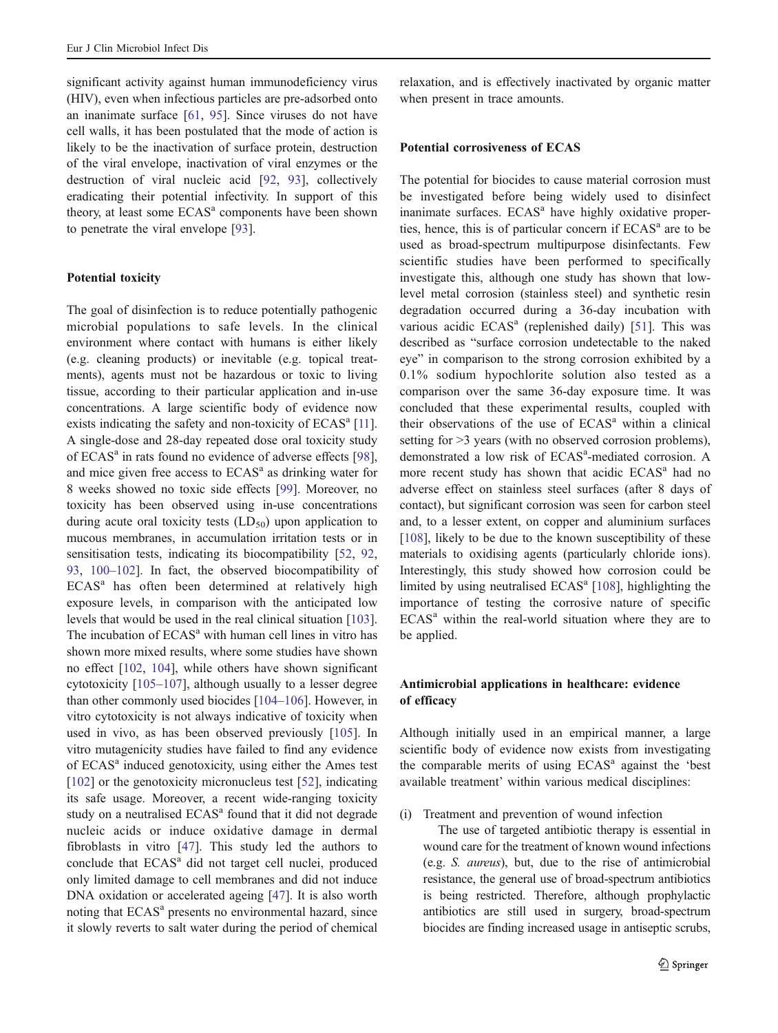significant activity against human immunodeficiency virus (HIV), even when infectious particles are pre-adsorbed onto an inanimate surface [61, 95]. Since viruses do not have cell walls, it has been postulated that the mode of action is likely to be the inactivation of surface protein, destruction of the viral envelope, inactivation of viral enzymes or the destruction of viral nucleic acid [92, 93], collectively eradicating their potential infectivity. In support of this theory, at least some ECAS[a] components have been shown to penetrate the viral envelope [93].

### Potential toxicity

The goal of disinfection is to reduce potentially pathogenic microbial populations to safe levels. In the clinical environment where contact with humans is either likely (e.g. cleaning products) or inevitable (e.g. topical treatments), agents must not be hazardous or toxic to living tissue, according to their particular application and in-use concentrations. A large scientific body of evidence now exists indicating the safety and non-toxicity of ECAS[a] [11]. A single-dose and 28-day repeated dose oral toxicity study of ECAS[a] in rats found no evidence of adverse effects [98], and mice given free access to ECAS[a] as drinking water for 8 weeks showed no toxic side effects [99]. Moreover, no toxicity has been observed using in-use concentrations during acute oral toxicity tests ($LD_{50}$) upon application to mucous membranes, in accumulation irritation tests or in sensitisation tests, indicating its biocompatibility [52, 92, 93, 100–102]. In fact, the observed biocompatibility of ECAS[a] has often been determined at relatively high exposure levels, in comparison with the anticipated low levels that would be used in the real clinical situation [103]. The incubation of ECAS[a] with human cell lines in vitro has shown more mixed results, where some studies have shown no effect [102, 104], while others have shown significant cytotoxicity [105–107], although usually to a lesser degree than other commonly used biocides [104–106]. However, in vitro cytotoxicity is not always indicative of toxicity when used in vivo, as has been observed previously [105]. In vitro mutagenicity studies have failed to find any evidence of ECAS[a] induced genotoxicity, using either the Ames test [102] or the genotoxicity micronucleus test [52], indicating its safe usage. Moreover, a recent wide-ranging toxicity study on a neutralised ECAS[a] found that it did not degrade nucleic acids or induce oxidative damage in dermal fibroblasts in vitro [47]. This study led the authors to conclude that ECAS[a] did not target cell nuclei, produced only limited damage to cell membranes and did not induce DNA oxidation or accelerated ageing [47]. It is also worth noting that ECAS[a] presents no environmental hazard, since it slowly reverts to salt water during the period of chemical relaxation, and is effectively inactivated by organic matter when present in trace amounts.

### Potential corrosiveness of ECAS

The potential for biocides to cause material corrosion must be investigated before being widely used to disinfect inanimate surfaces. ECAS[a] have highly oxidative properties, hence, this is of particular concern if ECAS[a] are to be used as broad-spectrum multipurpose disinfectants. Few scientific studies have been performed to specifically investigate this, although one study has shown that low-level metal corrosion (stainless steel) and synthetic resin degradation occurred during a 36-day incubation with various acidic ECAS[a] (replenished daily) [51]. This was described as "surface corrosion undetectable to the naked eye" in comparison to the strong corrosion exhibited by a 0.1% sodium hypochlorite solution also tested as a comparison over the same 36-day exposure time. It was concluded that these experimental results, coupled with their observations of the use of ECAS[a] within a clinical setting for >3 years (with no observed corrosion problems), demonstrated a low risk of ECAS[a]-mediated corrosion. A more recent study has shown that acidic ECAS[a] had no adverse effect on stainless steel surfaces (after 8 days of contact), but significant corrosion was seen for carbon steel and, to a lesser extent, on copper and aluminium surfaces [108], likely to be due to the known susceptibility of these materials to oxidising agents (particularly chloride ions). Interestingly, this study showed how corrosion could be limited by using neutralised ECAS[a] [108], highlighting the importance of testing the corrosive nature of specific ECAS[a] within the real-world situation where they are to be applied.

### Antimicrobial applications in healthcare: evidence of efficacy

Although initially used in an empirical manner, a large scientific body of evidence now exists from investigating the comparable merits of using ECAS[a] against the 'best available treatment' within various medical disciplines:

(i) Treatment and prevention of wound infection

The use of targeted antibiotic therapy is essential in wound care for the treatment of known wound infections (e.g. *S. aureus*), but, due to the rise of antimicrobial resistance, the general use of broad-spectrum antibiotics is being restricted. Therefore, although prophylactic antibiotics are still used in surgery, broad-spectrum biocides are finding increased usage in antiseptic scrubs,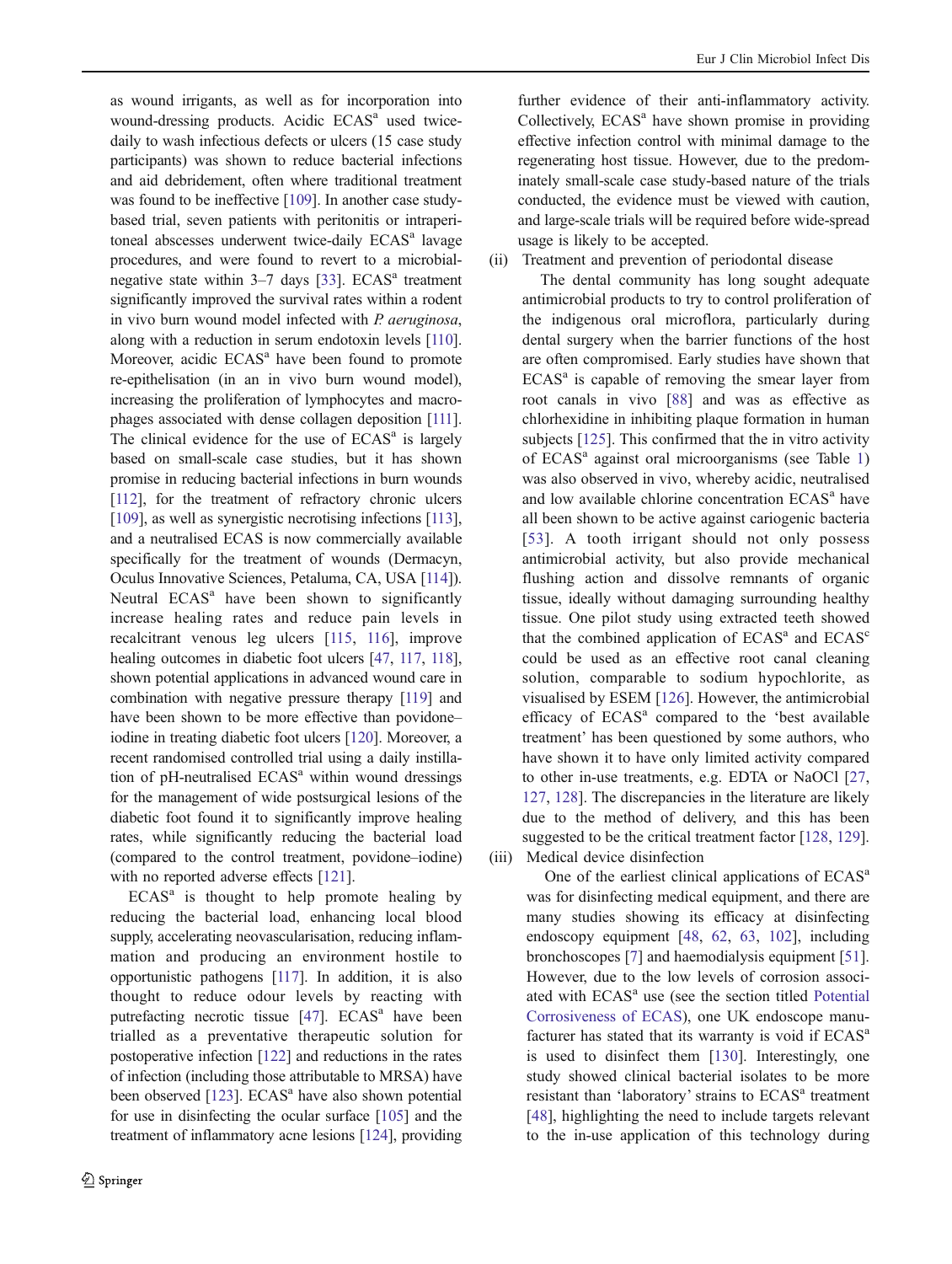as wound irrigants, as well as for incorporation into wound-dressing products. Acidic ECAS[a] used twice-daily to wash infectious defects or ulcers (15 case study participants) was shown to reduce bacterial infections and aid debridement, often where traditional treatment was found to be ineffective [109]. In another case study-based trial, seven patients with peritonitis or intraperitoneal abscesses underwent twice-daily ECAS[a] lavage procedures, and were found to revert to a microbial-negative state within 3–7 days [33]. ECAS[a] treatment significantly improved the survival rates within a rodent in vivo burn wound model infected with *P. aeruginosa*, along with a reduction in serum endotoxin levels [110]. Moreover, acidic ECAS[a] have been found to promote re-epithelisation (in an in vivo burn wound model), increasing the proliferation of lymphocytes and macrophages associated with dense collagen deposition [111]. The clinical evidence for the use of ECAS[a] is largely based on small-scale case studies, but it has shown promise in reducing bacterial infections in burn wounds [112], for the treatment of refractory chronic ulcers [109], as well as synergistic necrotising infections [113], and a neutralised ECAS is now commercially available specifically for the treatment of wounds (Dermacyn, Oculus Innovative Sciences, Petaluma, CA, USA [114]). Neutral ECAS[a] have been shown to significantly increase healing rates and reduce pain levels in recalcitrant venous leg ulcers [115, 116], improve healing outcomes in diabetic foot ulcers [47, 117, 118], shown potential applications in advanced wound care in combination with negative pressure therapy [119] and have been shown to be more effective than povidone–iodine in treating diabetic foot ulcers [120]. Moreover, a recent randomised controlled trial using a daily instillation of pH-neutralised ECAS[a] within wound dressings for the management of wide postsurgical lesions of the diabetic foot found it to significantly improve healing rates, while significantly reducing the bacterial load (compared to the control treatment, povidone–iodine) with no reported adverse effects [121].

ECAS[a] is thought to help promote healing by reducing the bacterial load, enhancing local blood supply, accelerating neovascularisation, reducing inflammation and producing an environment hostile to opportunistic pathogens [117]. In addition, it is also thought to reduce odour levels by reacting with putrefacting necrotic tissue [47]. ECAS[a] have been trialled as a preventative therapeutic solution for postoperative infection [122] and reductions in the rates of infection (including those attributable to MRSA) have been observed [123]. ECAS[a] have also shown potential for use in disinfecting the ocular surface [105] and the treatment of inflammatory acne lesions [124], providing further evidence of their anti-inflammatory activity. Collectively, ECAS[a] have shown promise in providing effective infection control with minimal damage to the regenerating host tissue. However, due to the predominately small-scale case study-based nature of the trials conducted, the evidence must be viewed with caution, and large-scale trials will be required before wide-spread usage is likely to be accepted.

(ii) Treatment and prevention of periodontal disease

The dental community has long sought adequate antimicrobial products to try to control proliferation of the indigenous oral microflora, particularly during dental surgery when the barrier functions of the host are often compromised. Early studies have shown that ECAS[a] is capable of removing the smear layer from root canals in vivo [88] and was as effective as chlorhexidine in inhibiting plaque formation in human subjects [125]. This confirmed that the in vitro activity of ECAS[a] against oral microorganisms (see Table 1) was also observed in vivo, whereby acidic, neutralised and low available chlorine concentration ECAS[a] have all been shown to be active against cariogenic bacteria [53]. A tooth irrigant should not only possess antimicrobial activity, but also provide mechanical flushing action and dissolve remnants of organic tissue, ideally without damaging surrounding healthy tissue. One pilot study using extracted teeth showed that the combined application of ECAS[a] and ECAS[c] could be used as an effective root canal cleaning solution, comparable to sodium hypochlorite, as visualised by ESEM [126]. However, the antimicrobial efficacy of ECAS[a] compared to the 'best available treatment' has been questioned by some authors, who have shown it to have only limited activity compared to other in-use treatments, e.g. EDTA or NaOCl [27, 127, 128]. The discrepancies in the literature are likely due to the method of delivery, and this has been suggested to be the critical treatment factor [128, 129].

(iii) Medical device disinfection

One of the earliest clinical applications of ECAS[a] was for disinfecting medical equipment, and there are many studies showing its efficacy at disinfecting endoscopy equipment [48, 62, 63, 102], including bronchoscopes [7] and haemodialysis equipment [51]. However, due to the low levels of corrosion associated with ECAS[a] use (see the section titled Potential Corrosiveness of ECAS), one UK endoscope manufacturer has stated that its warranty is void if ECAS[a] is used to disinfect them [130]. Interestingly, one study showed clinical bacterial isolates to be more resistant than 'laboratory' strains to ECAS[a] treatment [48], highlighting the need to include targets relevant to the in-use application of this technology during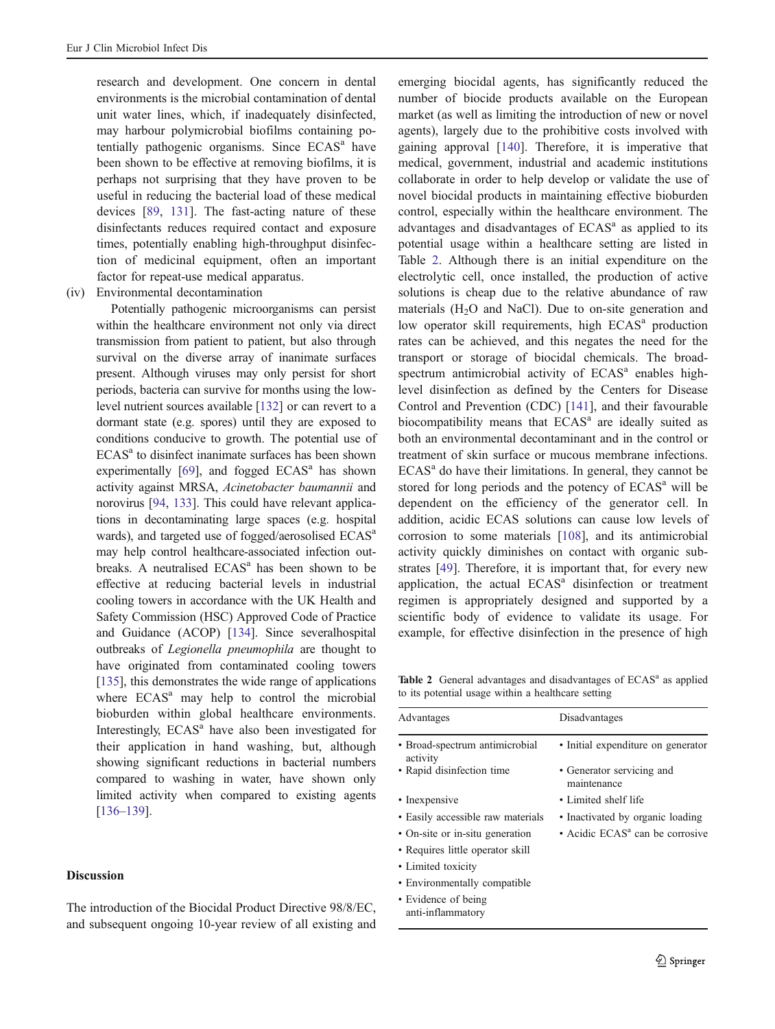research and development. One concern in dental environments is the microbial contamination of dental unit water lines, which, if inadequately disinfected, may harbour polymicrobial biofilms containing potentially pathogenic organisms. Since ECAS[a] have been shown to be effective at removing biofilms, it is perhaps not surprising that they have proven to be useful in reducing the bacterial load of these medical devices [89, 131]. The fast-acting nature of these disinfectants reduces required contact and exposure times, potentially enabling high-throughput disinfection of medicinal equipment, often an important factor for repeat-use medical apparatus.

(iv) Environmental decontamination

Potentially pathogenic microorganisms can persist within the healthcare environment not only via direct transmission from patient to patient, but also through survival on the diverse array of inanimate surfaces present. Although viruses may only persist for short periods, bacteria can survive for months using the low-level nutrient sources available [132] or can revert to a dormant state (e.g. spores) until they are exposed to conditions conducive to growth. The potential use of ECAS[a] to disinfect inanimate surfaces has been shown experimentally [69], and fogged ECAS[a] has shown activity against MRSA, *Acinetobacter baumannii* and norovirus [94, 133]. This could have relevant applications in decontaminating large spaces (e.g. hospital wards), and targeted use of fogged/aerosolised ECAS[a] may help control healthcare-associated infection outbreaks. A neutralised ECAS[a] has been shown to be effective at reducing bacterial levels in industrial cooling towers in accordance with the UK Health and Safety Commission (HSC) Approved Code of Practice and Guidance (ACOP) [134]. Since severalhospital outbreaks of *Legionella pneumophila* are thought to have originated from contaminated cooling towers [135], this demonstrates the wide range of applications where ECAS[a] may help to control the microbial bioburden within global healthcare environments. Interestingly, ECAS[a] have also been investigated for their application in hand washing, but, although showing significant reductions in bacterial numbers compared to washing in water, have shown only limited activity when compared to existing agents [136–139].

## Discussion

The introduction of the Biocidal Product Directive 98/8/EC, and subsequent ongoing 10-year review of all existing and emerging biocidal agents, has significantly reduced the number of biocide products available on the European market (as well as limiting the introduction of new or novel agents), largely due to the prohibitive costs involved with gaining approval [140]. Therefore, it is imperative that medical, government, industrial and academic institutions collaborate in order to help develop or validate the use of novel biocidal products in maintaining effective bioburden control, especially within the healthcare environment. The advantages and disadvantages of ECAS[a] as applied to its potential usage within a healthcare setting are listed in Table 2. Although there is an initial expenditure on the electrolytic cell, once installed, the production of active solutions is cheap due to the relative abundance of raw materials ($H_2O$ and NaCl). Due to on-site generation and low operator skill requirements, high ECAS[a] production rates can be achieved, and this negates the need for the transport or storage of biocidal chemicals. The broad-spectrum antimicrobial activity of ECAS[a] enables high-level disinfection as defined by the Centers for Disease Control and Prevention (CDC) [141], and their favourable biocompatibility means that ECAS[a] are ideally suited as both an environmental decontaminant and in the control or treatment of skin surface or mucous membrane infections. ECAS[a] do have their limitations. In general, they cannot be stored for long periods and the potency of ECAS[a] will be dependent on the efficiency of the generator cell. In addition, acidic ECAS solutions can cause low levels of corrosion to some materials [108], and its antimicrobial activity quickly diminishes on contact with organic substrates [49]. Therefore, it is important that, for every new application, the actual ECAS[a] disinfection or treatment regimen is appropriately designed and supported by a scientific body of evidence to validate its usage. For example, for effective disinfection in the presence of high

**Table 2** General advantages and disadvantages of ECAS[a] as applied to its potential usage within a healthcare setting

| Advantages | Disadvantages |
|---|---|
| • Broad-spectrum antimicrobial activity | • Initial expenditure on generator |
| • Rapid disinfection time | • Generator servicing and maintenance |
| • Inexpensive | • Limited shelf life |
| • Easily accessible raw materials | • Inactivated by organic loading |
| • On-site or in-situ generation | • Acidic ECAS[a] can be corrosive |
| • Requires little operator skill | |
| • Limited toxicity | |
| • Environmentally compatible | |
| • Evidence of being anti-inflammatory | |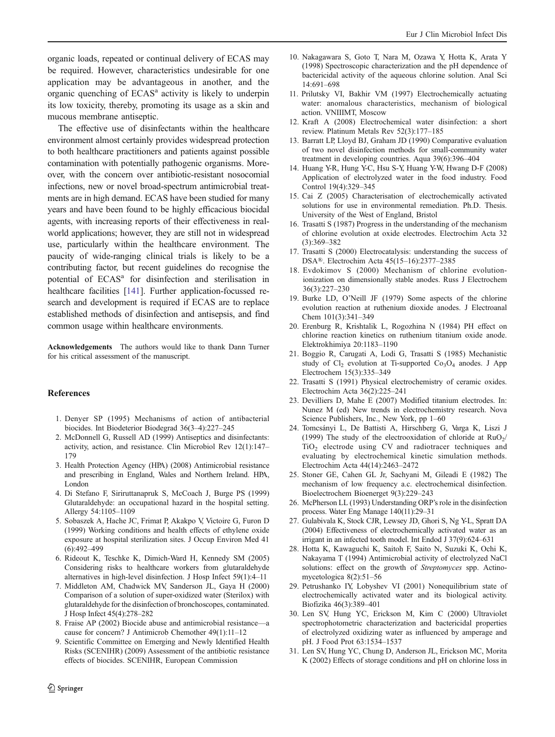organic loads, repeated or continual delivery of ECAS may be required. However, characteristics undesirable for one application may be advantageous in another, and the organic quenching of ECAS[a] activity is likely to underpin its low toxicity, thereby, promoting its usage as a skin and mucous membrane antiseptic.

The effective use of disinfectants within the healthcare environment almost certainly provides widespread protection to both healthcare practitioners and patients against possible contamination with potentially pathogenic organisms. Moreover, with the concern over antibiotic-resistant nosocomial infections, new or novel broad-spectrum antimicrobial treatments are in high demand. ECAS have been studied for many years and have been found to be highly efficacious biocidal agents, with increasing reports of their effectiveness in real-world applications; however, they are still not in widespread use, particularly within the healthcare environment. The paucity of wide-ranging clinical trials is likely to be a contributing factor, but recent guidelines do recognise the potential of ECAS[a] for disinfection and sterilisation in healthcare facilities [141]. Further application-focussed research and development is required if ECAS are to replace established methods of disinfection and antisepsis, and find common usage within healthcare environments.

**Acknowledgements** The authors would like to thank Dann Turner for his critical assessment of the manuscript.

## References

1. Denyer SP (1995) Mechanisms of action of antibacterial biocides. Int Biodeterior Biodegrad 36(3–4):227–245
2. McDonnell G, Russell AD (1999) Antiseptics and disinfectants: activity, action, and resistance. Clin Microbiol Rev 12(1):147–179
3. Health Protection Agency (HPA) (2008) Antimicrobial resistance and prescribing in England, Wales and Northern Ireland. HPA, London
4. Di Stefano F, Siriruttanapruk S, McCoach J, Burge PS (1999) Glutaraldehyde: an occupational hazard in the hospital setting. Allergy 54:1105–1109
5. Sobaszek A, Hache JC, Frimat P, Akakpo V, Victoire G, Furon D (1999) Working conditions and health effects of ethylene oxide exposure at hospital sterilization sites. J Occup Environ Med 41 (6):492–499
6. Rideout K, Teschke K, Dimich-Ward H, Kennedy SM (2005) Considering risks to healthcare workers from glutaraldehyde alternatives in high-level disinfection. J Hosp Infect 59(1):4–11
7. Middleton AM, Chadwick MV, Sanderson JL, Gaya H (2000) Comparison of a solution of super-oxidized water (Sterilox) with glutaraldehyde for the disinfection of bronchoscopes, contaminated. J Hosp Infect 45(4):278–282
8. Fraise AP (2002) Biocide abuse and antimicrobial resistance—a cause for concern? J Antimicrob Chemother 49(1):11–12
9. Scientific Committee on Emerging and Newly Identified Health Risks (SCENIHR) (2009) Assessment of the antibiotic resistance effects of biocides. SCENIHR, European Commission
10. Nakagawara S, Goto T, Nara M, Ozawa Y, Hotta K, Arata Y (1998) Spectroscopic characterization and the pH dependence of bactericidal activity of the aqueous chlorine solution. Anal Sci 14:691–698
11. Prilutsky VI, Bakhir VM (1997) Electrochemically actuating water: anomalous characteristics, mechanism of biological action. VNIIIMT, Moscow
12. Kraft A (2008) Electrochemical water disinfection: a short review. Platinum Metals Rev 52(3):177–185
13. Barratt LP, Lloyd BJ, Graham JD (1990) Comparative evaluation of two novel disinfection methods for small-community water treatment in developing countries. Aqua 39(6):396–404
14. Huang Y-R, Hung Y-C, Hsu S-Y, Huang Y-W, Hwang D-F (2008) Application of electrolyzed water in the food industry. Food Control 19(4):329–345
15. Cai Z (2005) Characterisation of electrochemically activated solutions for use in environmental remediation. Ph.D. Thesis. University of the West of England, Bristol
16. Trasatti S (1987) Progress in the understanding of the mechanism of chlorine evolution at oxide electrodes. Electrochim Acta 32 (3):369–382
17. Trasatti S (2000) Electrocatalysis: understanding the success of DSA®. Electrochim Acta 45(15–16):2377–2385
18. Evdokimov S (2000) Mechanism of chlorine evolution-ionization on dimensionally stable anodes. Russ J Electrochem 36(3):227–230
19. Burke LD, O'Neill JF (1979) Some aspects of the chlorine evolution reaction at ruthenium dioxide anodes. J Electroanal Chem 101(3):341–349
20. Erenburg R, Krishtalik L, Rogozhina N (1984) PH effect on chlorine reaction kinetics on ruthenium titanium oxide anode. Elektrokhimiya 20:1183–1190
21. Boggio R, Carugati A, Lodi G, Trasatti S (1985) Mechanistic study of $Cl_2$ evolution at Ti-supported $Co_3O_4$ anodes. J App Electrochem 15(3):335–349
22. Trasatti S (1991) Physical electrochemistry of ceramic oxides. Electrochim Acta 36(2):225–241
23. Devilliers D, Mahe E (2007) Modified titanium electrodes. In: Nunez M (ed) New trends in electrochemistry research. Nova Science Publishers, Inc., New York, pp 1–60
24. Tomcsányi L, De Battisti A, Hirschberg G, Varga K, Liszi J (1999) The study of the electrooxidation of chloride at $RuO_2$/$TiO_2$ electrode using CV and radiotracer techniques and evaluating by electrochemical kinetic simulation methods. Electrochim Acta 44(14):2463–2472
25. Stoner GE, Cahen GL Jr, Sachyani M, Gileadi E (1982) The mechanism of low frequency a.c. electrochemical disinfection. Bioelectrochem Bioenerget 9(3):229–243
26. McPherson LL (1993) Understanding ORP's role in the disinfection process. Water Eng Manage 140(11):29–31
27. Gulabivala K, Stock CJR, Lewsey JD, Ghori S, Ng Y-L, Spratt DA (2004) Effectiveness of electrochemically activated water as an irrigant in an infected tooth model. Int Endod J 37(9):624–631
28. Hotta K, Kawaguchi K, Saitoh F, Saito N, Suzuki K, Ochi K, Nakayama T (1994) Antimicrobial activity of electrolyzed NaCl solutions: effect on the growth of *Streptomyces* spp. Actinomycetologica 8(2):51–56
29. Petrushanko IY, Lobyshev VI (2001) Nonequilibrium state of electrochemically activated water and its biological activity. Biofizika 46(3):389–401
30. Len SV, Hung YC, Erickson M, Kim C (2000) Ultraviolet spectrophotometric characterization and bactericidal properties of electrolyzed oxidizing water as influenced by amperage and pH. J Food Prot 63:1534–1537
31. Len SV, Hung YC, Chung D, Anderson JL, Erickson MC, Morita K (2002) Effects of storage conditions and pH on chlorine loss in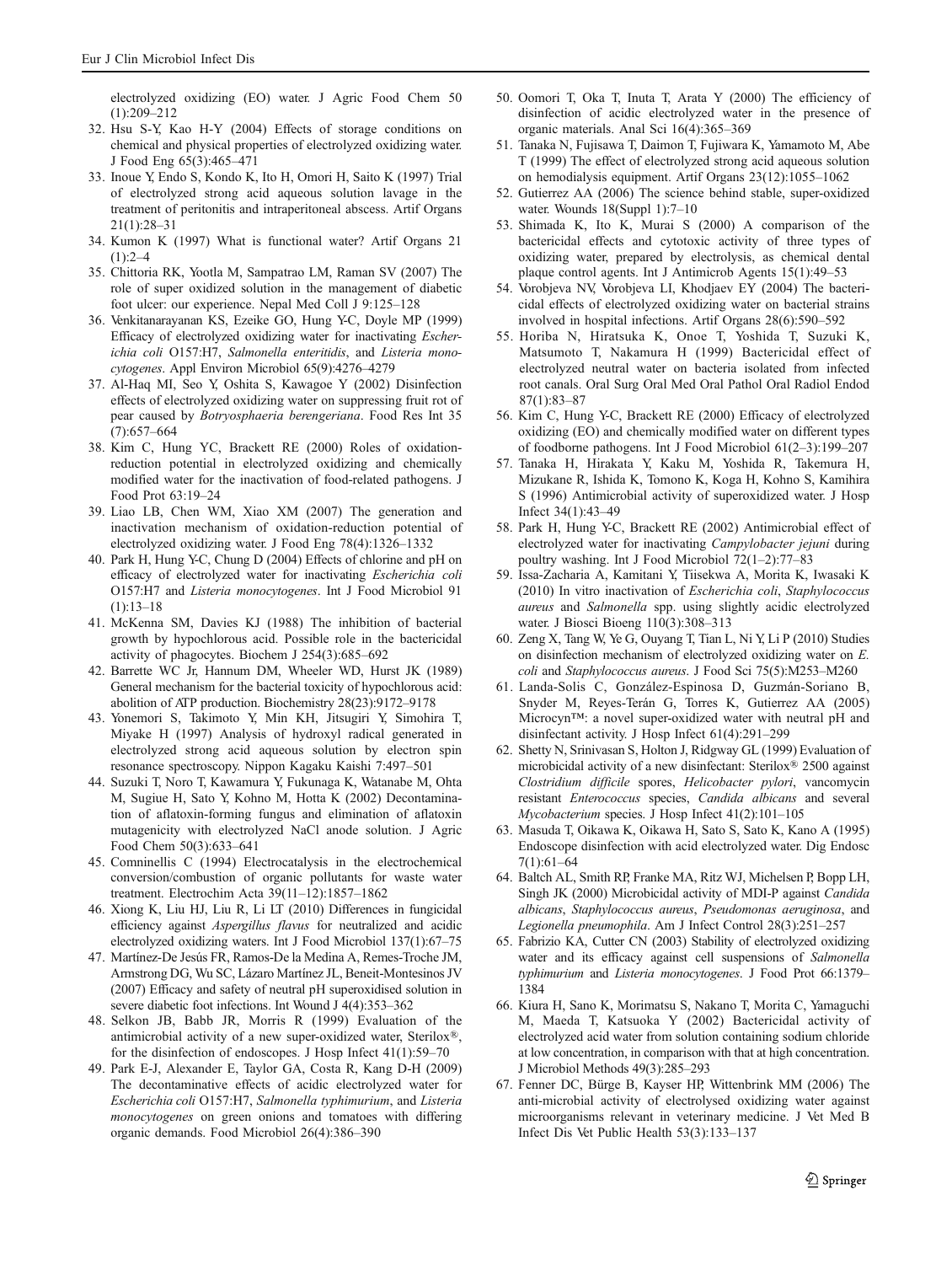electrolyzed oxidizing (EO) water. J Agric Food Chem 50 (1):209–212

32. Hsu S-Y, Kao H-Y (2004) Effects of storage conditions on chemical and physical properties of electrolyzed oxidizing water. J Food Eng 65(3):465–471
33. Inoue Y, Endo S, Kondo K, Ito H, Omori H, Saito K (1997) Trial of electrolyzed strong acid aqueous solution lavage in the treatment of peritonitis and intraperitoneal abscess. Artif Organs 21(1):28–31
34. Kumon K (1997) What is functional water? Artif Organs 21 (1):2–4
35. Chittoria RK, Yootla M, Sampatrao LM, Raman SV (2007) The role of super oxidized solution in the management of diabetic foot ulcer: our experience. Nepal Med Coll J 9:125–128
36. Venkitanarayanan KS, Ezeike GO, Hung Y-C, Doyle MP (1999) Efficacy of electrolyzed oxidizing water for inactivating *Escherichia coli* O157:H7, *Salmonella enteritidis*, and *Listeria monocytogenes*. Appl Environ Microbiol 65(9):4276–4279
37. Al-Haq MI, Seo Y, Oshita S, Kawagoe Y (2002) Disinfection effects of electrolyzed oxidizing water on suppressing fruit rot of pear caused by *Botryosphaeria berengeriana*. Food Res Int 35 (7):657–664
38. Kim C, Hung YC, Brackett RE (2000) Roles of oxidation-reduction potential in electrolyzed oxidizing and chemically modified water for the inactivation of food-related pathogens. J Food Prot 63:19–24
39. Liao LB, Chen WM, Xiao XM (2007) The generation and inactivation mechanism of oxidation-reduction potential of electrolyzed oxidizing water. J Food Eng 78(4):1326–1332
40. Park H, Hung Y-C, Chung D (2004) Effects of chlorine and pH on efficacy of electrolyzed water for inactivating *Escherichia coli* O157:H7 and *Listeria monocytogenes*. Int J Food Microbiol 91 (1):13–18
41. McKenna SM, Davies KJ (1988) The inhibition of bacterial growth by hypochlorous acid. Possible role in the bactericidal activity of phagocytes. Biochem J 254(3):685–692
42. Barrette WC Jr, Hannum DM, Wheeler WD, Hurst JK (1989) General mechanism for the bacterial toxicity of hypochlorous acid: abolition of ATP production. Biochemistry 28(23):9172–9178
43. Yonemori S, Takimoto Y, Min KH, Jitsugiri Y, Simohira T, Miyake H (1997) Analysis of hydroxyl radical generated in electrolyzed strong acid aqueous solution by electron spin resonance spectroscopy. Nippon Kagaku Kaishi 7:497–501
44. Suzuki T, Noro T, Kawamura Y, Fukunaga K, Watanabe M, Ohta M, Sugiue H, Sato Y, Kohno M, Hotta K (2002) Decontamination of aflatoxin-forming fungus and elimination of aflatoxin mutagenicity with electrolyzed NaCl anode solution. J Agric Food Chem 50(3):633–641
45. Comninellis C (1994) Electrocatalysis in the electrochemical conversion/combustion of organic pollutants for waste water treatment. Electrochim Acta 39(11–12):1857–1862
46. Xiong K, Liu HJ, Liu R, Li LT (2010) Differences in fungicidal efficiency against *Aspergillus flavus* for neutralized and acidic electrolyzed oxidizing waters. Int J Food Microbiol 137(1):67–75
47. Martínez-De Jesús FR, Ramos-De la Medina A, Remes-Troche JM, Armstrong DG, Wu SC, Lázaro Martínez JL, Beneit-Montesinos JV (2007) Efficacy and safety of neutral pH superoxidised solution in severe diabetic foot infections. Int Wound J 4(4):353–362
48. Selkon JB, Babb JR, Morris R (1999) Evaluation of the antimicrobial activity of a new super-oxidized water, Sterilox®, for the disinfection of endoscopes. J Hosp Infect 41(1):59–70
49. Park E-J, Alexander E, Taylor GA, Costa R, Kang D-H (2009) The decontaminative effects of acidic electrolyzed water for *Escherichia coli* O157:H7, *Salmonella typhimurium*, and *Listeria monocytogenes* on green onions and tomatoes with differing organic demands. Food Microbiol 26(4):386–390
50. Oomori T, Oka T, Inuta T, Arata Y (2000) The efficiency of disinfection of acidic electrolyzed water in the presence of organic materials. Anal Sci 16(4):365–369
51. Tanaka N, Fujisawa T, Daimon T, Fujiwara K, Yamamoto M, Abe T (1999) The effect of electrolyzed strong acid aqueous solution on hemodialysis equipment. Artif Organs 23(12):1055–1062
52. Gutierrez AA (2006) The science behind stable, super-oxidized water. Wounds 18(Suppl 1):7–10
53. Shimada K, Ito K, Murai S (2000) A comparison of the bactericidal effects and cytotoxic activity of three types of oxidizing water, prepared by electrolysis, as chemical dental plaque control agents. Int J Antimicrob Agents 15(1):49–53
54. Vorobjeva NV, Vorobjeva LI, Khodjaev EY (2004) The bactericidal effects of electrolyzed oxidizing water on bacterial strains involved in hospital infections. Artif Organs 28(6):590–592
55. Horiba N, Hiratsuka K, Onoe T, Yoshida T, Suzuki K, Matsumoto T, Nakamura H (1999) Bactericidal effect of electrolyzed neutral water on bacteria isolated from infected root canals. Oral Surg Oral Med Oral Pathol Oral Radiol Endod 87(1):83–87
56. Kim C, Hung Y-C, Brackett RE (2000) Efficacy of electrolyzed oxidizing (EO) and chemically modified water on different types of foodborne pathogens. Int J Food Microbiol 61(2–3):199–207
57. Tanaka H, Hirakata Y, Kaku M, Yoshida R, Takemura H, Mizukane R, Ishida K, Tomono K, Koga H, Kohno S, Kamihira S (1996) Antimicrobial activity of superoxidized water. J Hosp Infect 34(1):43–49
58. Park H, Hung Y-C, Brackett RE (2002) Antimicrobial effect of electrolyzed water for inactivating *Campylobacter jejuni* during poultry washing. Int J Food Microbiol 72(1–2):77–83
59. Issa-Zacharia A, Kamitani Y, Tiisekwa A, Morita K, Iwasaki K (2010) In vitro inactivation of *Escherichia coli*, *Staphylococcus aureus* and *Salmonella* spp. using slightly acidic electrolyzed water. J Biosci Bioeng 110(3):308–313
60. Zeng X, Tang W, Ye G, Ouyang T, Tian L, Ni Y, Li P (2010) Studies on disinfection mechanism of electrolyzed oxidizing water on *E. coli* and *Staphylococcus aureus*. J Food Sci 75(5):M253–M260
61. Landa-Solis C, González-Espinosa D, Guzmán-Soriano B, Snyder M, Reyes-Terán G, Torres K, Gutierrez AA (2005) Microcyn™: a novel super-oxidized water with neutral pH and disinfectant activity. J Hosp Infect 61(4):291–299
62. Shetty N, Srinivasan S, Holton J, Ridgway GL (1999) Evaluation of microbicidal activity of a new disinfectant: Sterilox® 2500 against *Clostridium difficile* spores, *Helicobacter pylori*, vancomycin resistant *Enterococcus* species, *Candida albicans* and several *Mycobacterium* species. J Hosp Infect 41(2):101–105
63. Masuda T, Oikawa K, Oikawa H, Sato S, Sato K, Kano A (1995) Endoscope disinfection with acid electrolyzed water. Dig Endosc 7(1):61–64
64. Baltch AL, Smith RP, Franke MA, Ritz WJ, Michelsen P, Bopp LH, Singh JK (2000) Microbicidal activity of MDI-P against *Candida albicans*, *Staphylococcus aureus*, *Pseudomonas aeruginosa*, and *Legionella pneumophila*. Am J Infect Control 28(3):251–257
65. Fabrizio KA, Cutter CN (2003) Stability of electrolyzed oxidizing water and its efficacy against cell suspensions of *Salmonella typhimurium* and *Listeria monocytogenes*. J Food Prot 66:1379–1384
66. Kiura H, Sano K, Morimatsu S, Nakano T, Morita C, Yamaguchi M, Maeda T, Katsuoka Y (2002) Bactericidal activity of electrolyzed acid water from solution containing sodium chloride at low concentration, in comparison with that at high concentration. J Microbiol Methods 49(3):285–293
67. Fenner DC, Bürge B, Kayser HP, Wittenbrink MM (2006) The anti-microbial activity of electrolysed oxidizing water against microorganisms relevant in veterinary medicine. J Vet Med B Infect Dis Vet Public Health 53(3):133–137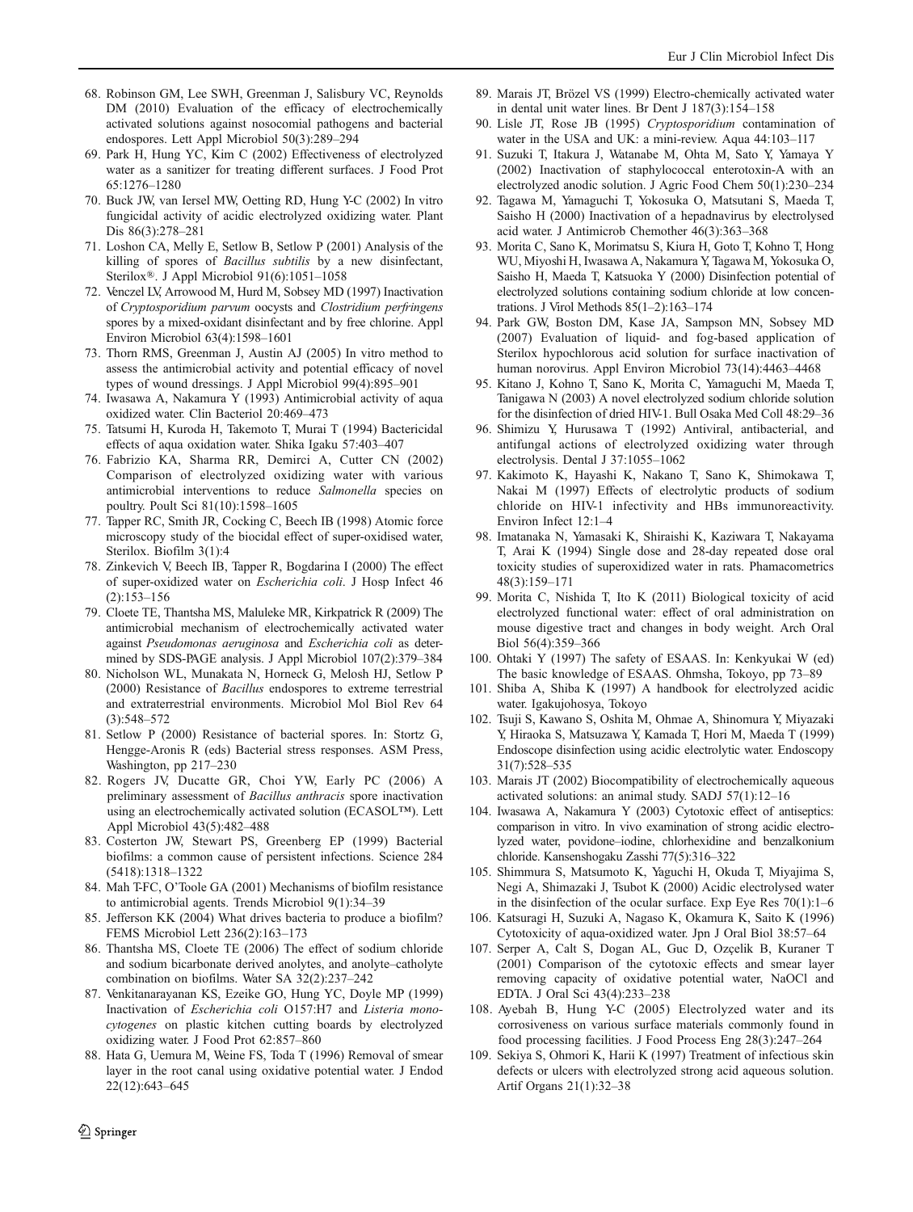68. Robinson GM, Lee SWH, Greenman J, Salisbury VC, Reynolds DM (2010) Evaluation of the efficacy of electrochemically activated solutions against nosocomial pathogens and bacterial endospores. Lett Appl Microbiol 50(3):289–294
69. Park H, Hung YC, Kim C (2002) Effectiveness of electrolyzed water as a sanitizer for treating different surfaces. J Food Prot 65:1276–1280
70. Buck JW, van Iersel MW, Oetting RD, Hung Y-C (2002) In vitro fungicidal activity of acidic electrolyzed oxidizing water. Plant Dis 86(3):278–281
71. Loshon CA, Melly E, Setlow B, Setlow P (2001) Analysis of the killing of spores of *Bacillus subtilis* by a new disinfectant, Sterilox®. J Appl Microbiol 91(6):1051–1058
72. Venczel LV, Arrowood M, Hurd M, Sobsey MD (1997) Inactivation of *Cryptosporidium parvum* oocysts and *Clostridium perfringens* spores by a mixed-oxidant disinfectant and by free chlorine. Appl Environ Microbiol 63(4):1598–1601
73. Thorn RMS, Greenman J, Austin AJ (2005) In vitro method to assess the antimicrobial activity and potential efficacy of novel types of wound dressings. J Appl Microbiol 99(4):895–901
74. Iwasawa A, Nakamura Y (1993) Antimicrobial activity of aqua oxidized water. Clin Bacteriol 20:469–473
75. Tatsumi H, Kuroda H, Takemoto T, Murai T (1994) Bactericidal effects of aqua oxidation water. Shika Igaku 57:403–407
76. Fabrizio KA, Sharma RR, Demirci A, Cutter CN (2002) Comparison of electrolyzed oxidizing water with various antimicrobial interventions to reduce *Salmonella* species on poultry. Poult Sci 81(10):1598–1605
77. Tapper RC, Smith JR, Cocking C, Beech IB (1998) Atomic force microscopy study of the biocidal effect of super-oxidised water, Sterilox. Biofilm 3(1):4
78. Zinkevich V, Beech IB, Tapper R, Bogdarina I (2000) The effect of super-oxidized water on *Escherichia coli*. J Hosp Infect 46 (2):153–156
79. Cloete TE, Thantsha MS, Maluleke MR, Kirkpatrick R (2009) The antimicrobial mechanism of electrochemically activated water against *Pseudomonas aeruginosa* and *Escherichia coli* as determined by SDS-PAGE analysis. J Appl Microbiol 107(2):379–384
80. Nicholson WL, Munakata N, Horneck G, Melosh HJ, Setlow P (2000) Resistance of *Bacillus* endospores to extreme terrestrial and extraterrestrial environments. Microbiol Mol Biol Rev 64 (3):548–572
81. Setlow P (2000) Resistance of bacterial spores. In: Stortz G, Hengge-Aronis R (eds) Bacterial stress responses. ASM Press, Washington, pp 217–230
82. Rogers JV, Ducatte GR, Choi YW, Early PC (2006) A preliminary assessment of *Bacillus anthracis* spore inactivation using an electrochemically activated solution (ECASOL™). Lett Appl Microbiol 43(5):482–488
83. Costerton JW, Stewart PS, Greenberg EP (1999) Bacterial biofilms: a common cause of persistent infections. Science 284 (5418):1318–1322
84. Mah T-FC, O'Toole GA (2001) Mechanisms of biofilm resistance to antimicrobial agents. Trends Microbiol 9(1):34–39
85. Jefferson KK (2004) What drives bacteria to produce a biofilm? FEMS Microbiol Lett 236(2):163–173
86. Thantsha MS, Cloete TE (2006) The effect of sodium chloride and sodium bicarbonate derived anolytes, and anolyte–catholyte combination on biofilms. Water SA 32(2):237–242
87. Venkitanarayanan KS, Ezeike GO, Hung YC, Doyle MP (1999) Inactivation of *Escherichia coli* O157:H7 and *Listeria monocytogenes* on plastic kitchen cutting boards by electrolyzed oxidizing water. J Food Prot 62:857–860
88. Hata G, Uemura M, Weine FS, Toda T (1996) Removal of smear layer in the root canal using oxidative potential water. J Endod 22(12):643–645
89. Marais JT, Brözel VS (1999) Electro-chemically activated water in dental unit water lines. Br Dent J 187(3):154–158
90. Lisle JT, Rose JB (1995) *Cryptosporidium* contamination of water in the USA and UK: a mini-review. Aqua 44:103–117
91. Suzuki T, Itakura J, Watanabe M, Ohta M, Sato Y, Yamaya Y (2002) Inactivation of staphylococcal enterotoxin-A with an electrolyzed anodic solution. J Agric Food Chem 50(1):230–234
92. Tagawa M, Yamaguchi T, Yokosuka O, Matsutani S, Maeda T, Saisho H (2000) Inactivation of a hepadnavirus by electrolysed acid water. J Antimicrob Chemother 46(3):363–368
93. Morita C, Sano K, Morimatsu S, Kiura H, Goto T, Kohno T, Hong WU, Miyoshi H, Iwasawa A, Nakamura Y, Tagawa M, Yokosuka O, Saisho H, Maeda T, Katsuoka Y (2000) Disinfection potential of electrolyzed solutions containing sodium chloride at low concentrations. J Virol Methods 85(1–2):163–174
94. Park GW, Boston DM, Kase JA, Sampson MN, Sobsey MD (2007) Evaluation of liquid- and fog-based application of Sterilox hypochlorous acid solution for surface inactivation of human norovirus. Appl Environ Microbiol 73(14):4463–4468
95. Kitano J, Kohno T, Sano K, Morita C, Yamaguchi M, Maeda T, Tanigawa N (2003) A novel electrolyzed sodium chloride solution for the disinfection of dried HIV-1. Bull Osaka Med Coll 48:29–36
96. Shimizu Y, Hurusawa T (1992) Antiviral, antibacterial, and antifungal actions of electrolyzed oxidizing water through electrolysis. Dental J 37:1055–1062
97. Kakimoto K, Hayashi K, Nakano T, Sano K, Shimokawa T, Nakai M (1997) Effects of electrolytic products of sodium chloride on HIV-1 infectivity and HBs immunoreactivity. Environ Infect 12:1–4
98. Imatanaka N, Yamasaki K, Shiraishi K, Kaziwara T, Nakayama T, Arai K (1994) Single dose and 28-day repeated dose oral toxicity studies of superoxidized water in rats. Phamacometrics 48(3):159–171
99. Morita C, Nishida T, Ito K (2011) Biological toxicity of acid electrolyzed functional water: effect of oral administration on mouse digestive tract and changes in body weight. Arch Oral Biol 56(4):359–366
100. Ohtaki Y (1997) The safety of ESAAS. In: Kenkyukai W (ed) The basic knowledge of ESAAS. Ohmsha, Tokoyo, pp 73–89
101. Shiba A, Shiba K (1997) A handbook for electrolyzed acidic water. Igakujohosya, Tokoyo
102. Tsuji S, Kawano S, Oshita M, Ohmae A, Shinomura Y, Miyazaki Y, Hiraoka S, Matsuzawa Y, Kamada T, Hori M, Maeda T (1999) Endoscope disinfection using acidic electrolytic water. Endoscopy 31(7):528–535
103. Marais JT (2002) Biocompatibility of electrochemically aqueous activated solutions: an animal study. SADJ 57(1):12–16
104. Iwasawa A, Nakamura Y (2003) Cytotoxic effect of antiseptics: comparison in vitro. In vivo examination of strong acidic electrolyzed water, povidone–iodine, chlorhexidine and benzalkonium chloride. Kansenshogaku Zasshi 77(5):316–322
105. Shimmura S, Matsumoto K, Yaguchi H, Okuda T, Miyajima S, Negi A, Shimazaki J, Tsubot K (2000) Acidic electrolysed water in the disinfection of the ocular surface. Exp Eye Res 70(1):1–6
106. Katsuragi H, Suzuki A, Nagaso K, Okamura K, Saito K (1996) Cytotoxicity of aqua-oxidized water. Jpn J Oral Biol 38:57–64
107. Serper A, Calt S, Dogan AL, Guc D, Ozçelik B, Kuraner T (2001) Comparison of the cytotoxic effects and smear layer removing capacity of oxidative potential water, NaOCl and EDTA. J Oral Sci 43(4):233–238
108. Ayebah B, Hung Y-C (2005) Electrolyzed water and its corrosiveness on various surface materials commonly found in food processing facilities. J Food Process Eng 28(3):247–264
109. Sekiya S, Ohmori K, Harii K (1997) Treatment of infectious skin defects or ulcers with electrolyzed strong acid aqueous solution. Artif Organs 21(1):32–38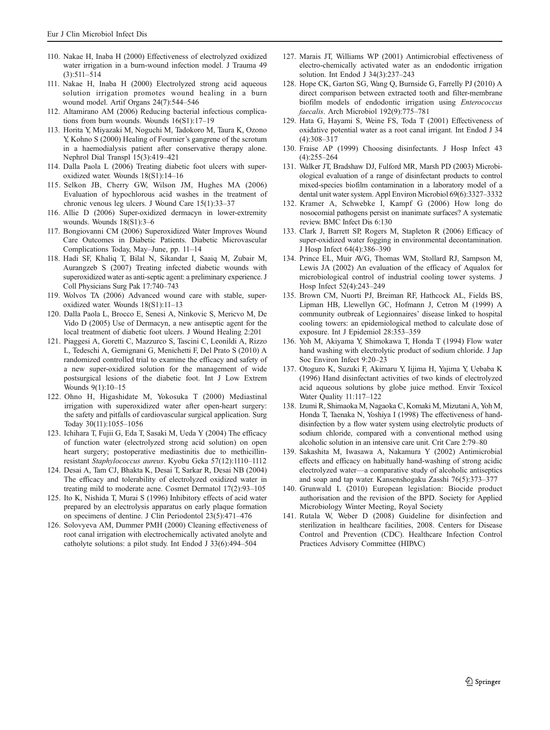110. Nakae H, Inaba H (2000) Effectiveness of electrolyzed oxidized water irrigation in a burn-wound infection model. J Trauma 49 (3):511–514
111. Nakae H, Inaba H (2000) Electrolyzed strong acid aqueous solution irrigation promotes wound healing in a burn wound model. Artif Organs 24(7):544–546
112. Altamirano AM (2006) Reducing bacterial infectious complications from burn wounds. Wounds 16(S1):17–19
113. Horita Y, Miyazaki M, Noguchi M, Tadokoro M, Taura K, Ozono Y, Kohno S (2000) Healing of Fournier's gangrene of the scrotum in a haemodialysis patient after conservative therapy alone. Nephrol Dial Transpl 15(3):419–421
114. Dalla Paola L (2006) Treating diabetic foot ulcers with super-oxidized water. Wounds 18(S1):14–16
115. Selkon JB, Cherry GW, Wilson JM, Hughes MA (2006) Evaluation of hypochlorous acid washes in the treatment of chronic venous leg ulcers. J Wound Care 15(1):33–37
116. Allie D (2006) Super-oxidized dermacyn in lower-extremity wounds. Wounds 18(S1):3–6
117. Bongiovanni CM (2006) Superoxidized Water Improves Wound Care Outcomes in Diabetic Patients. Diabetic Microvascular Complications Today, May–June, pp. 11–14
118. Hadi SF, Khaliq T, Bilal N, Sikandar I, Saaiq M, Zubair M, Aurangzeb S (2007) Treating infected diabetic wounds with superoxidized water as anti-septic agent: a preliminary experience. J Coll Physicians Surg Pak 17:740–743
119. Wolvos TA (2006) Advanced wound care with stable, super-oxidized water. Wounds 18(S1):11–13
120. Dalla Paola L, Brocco E, Senesi A, Ninkovic S, Mericvo M, De Vido D (2005) Use of Dermacyn, a new antiseptic agent for the local treatment of diabetic foot ulcers. J Wound Healing 2:201
121. Piaggesi A, Goretti C, Mazzurco S, Tascini C, Leonildi A, Rizzo L, Tedeschi A, Gemignani G, Menichetti F, Del Prato S (2010) A randomized controlled trial to examine the efficacy and safety of a new super-oxidized solution for the management of wide postsurgical lesions of the diabetic foot. Int J Low Extrem Wounds 9(1):10–15
122. Ohno H, Higashidate M, Yokosuka T (2000) Mediastinal irrigation with superoxidized water after open-heart surgery: the safety and pitfalls of cardiovascular surgical application. Surg Today 30(11):1055–1056
123. Ichihara T, Fujii G, Eda T, Sasaki M, Ueda Y (2004) The efficacy of function water (electrolyzed strong acid solution) on open heart surgery; postoperative mediastinitis due to methicillin-resistant *Staphylococcus aureus*. Kyobu Geka 57(12):1110–1112
124. Desai A, Tam CJ, Bhakta K, Desai T, Sarkar R, Desai NB (2004) The efficacy and tolerability of electrolyzed oxidized water in treating mild to moderate acne. Cosmet Dermatol 17(2):93–105
125. Ito K, Nishida T, Murai S (1996) Inhibitory effects of acid water prepared by an electrolysis apparatus on early plaque formation on specimens of dentine. J Clin Periodontol 23(5):471–476
126. Solovyeva AM, Dummer PMH (2000) Cleaning effectiveness of root canal irrigation with electrochemically activated anolyte and catholyte solutions: a pilot study. Int Endod J 33(6):494–504
127. Marais JT, Williams WP (2001) Antimicrobial effectiveness of electro-chemically activated water as an endodontic irrigation solution. Int Endod J 34(3):237–243
128. Hope CK, Garton SG, Wang Q, Burnside G, Farrelly PJ (2010) A direct comparison between extracted tooth and filter-membrane biofilm models of endodontic irrigation using *Enterococcus faecalis*. Arch Microbiol 192(9):775–781
129. Hata G, Hayami S, Weine FS, Toda T (2001) Effectiveness of oxidative potential water as a root canal irrigant. Int Endod J 34 (4):308–317
130. Fraise AP (1999) Choosing disinfectants. J Hosp Infect 43 (4):255–264
131. Walker JT, Bradshaw DJ, Fulford MR, Marsh PD (2003) Microbiological evaluation of a range of disinfectant products to control mixed-species biofilm contamination in a laboratory model of a dental unit water system. Appl Environ Microbiol 69(6):3327–3332
132. Kramer A, Schwebke I, Kampf G (2006) How long do nosocomial pathogens persist on inanimate surfaces? A systematic review. BMC Infect Dis 6:130
133. Clark J, Barrett SP, Rogers M, Stapleton R (2006) Efficacy of super-oxidized water fogging in environmental decontamination. J Hosp Infect 64(4):386–390
134. Prince EL, Muir AVG, Thomas WM, Stollard RJ, Sampson M, Lewis JA (2002) An evaluation of the efficacy of Aqualox for microbiological control of industrial cooling tower systems. J Hosp Infect 52(4):243–249
135. Brown CM, Nuorti PJ, Breiman RF, Hathcock AL, Fields BS, Lipman HB, Llewellyn GC, Hofmann J, Cetron M (1999) A community outbreak of Legionnaires' disease linked to hospital cooling towers: an epidemiological method to calculate dose of exposure. Int J Epidemiol 28:353–359
136. Yoh M, Akiyama Y, Shimokawa T, Honda T (1994) Flow water hand washing with electrolytic product of sodium chloride. J Jap Soc Environ Infect 9:20–23
137. Otoguro K, Suzuki F, Akimaru Y, Iijima H, Yajima Y, Uebaba K (1996) Hand disinfectant activities of two kinds of electrolyzed acid aqueous solutions by globe juice method. Envir Toxicol Water Quality 11:117–122
138. Izumi R, Shimaoka M, Nagaoka C, Komaki M, Mizutani A, Yoh M, Honda T, Taenaka N, Yoshiya I (1998) The effectiveness of hand-disinfection by a flow water system using electrolytic products of sodium chloride, compared with a conventional method using alcoholic solution in an intensive care unit. Crit Care 2:79–80
139. Sakashita M, Iwasawa A, Nakamura Y (2002) Antimicrobial effects and efficacy on habitually hand-washing of strong acidic electrolyzed water—a comparative study of alcoholic antiseptics and soap and tap water. Kansenshogaku Zasshi 76(5):373–377
140. Grunwald L (2010) European legislation: Biocide product authorisation and the revision of the BPD. Society for Applied Microbiology Winter Meeting, Royal Society
141. Rutala W, Weber D (2008) Guideline for disinfection and sterilization in healthcare facilities, 2008. Centers for Disease Control and Prevention (CDC). Healthcare Infection Control Practices Advisory Committee (HIPAC)